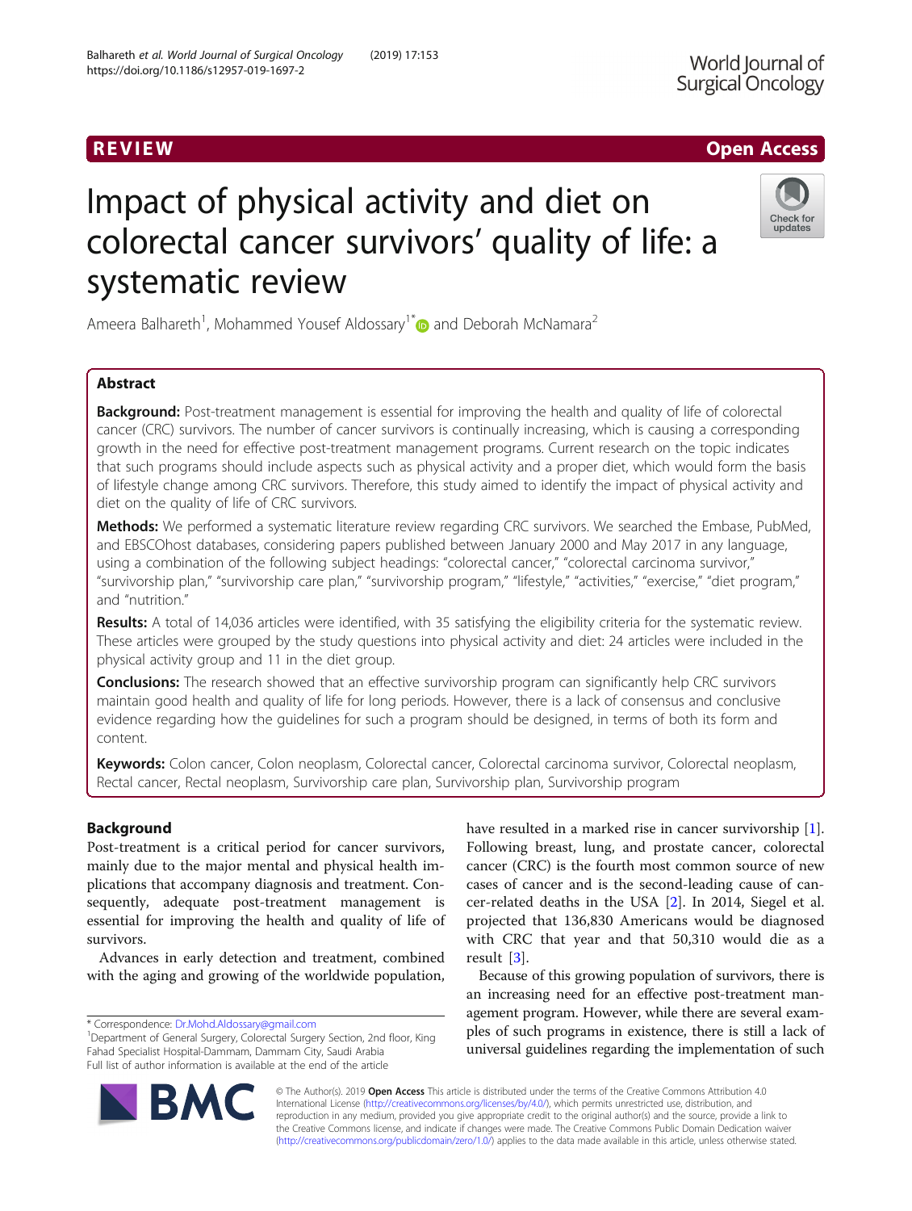REVIEW

Open Access

# Impact of physical activity and diet on colorectal cancer survivors' quality of life: a systematic review

Ameera Balhareth[1], Mohammed Yousef Aldossary[1*] and Deborah McNamara[2]

## Abstract

**Background:** Post-treatment management is essential for improving the health and quality of life of colorectal cancer (CRC) survivors. The number of cancer survivors is continually increasing, which is causing a corresponding growth in the need for effective post-treatment management programs. Current research on the topic indicates that such programs should include aspects such as physical activity and a proper diet, which would form the basis of lifestyle change among CRC survivors. Therefore, this study aimed to identify the impact of physical activity and diet on the quality of life of CRC survivors.

**Methods:** We performed a systematic literature review regarding CRC survivors. We searched the Embase, PubMed, and EBSCOhost databases, considering papers published between January 2000 and May 2017 in any language, using a combination of the following subject headings: "colorectal cancer," "colorectal carcinoma survivor," "survivorship plan," "survivorship care plan," "survivorship program," "lifestyle," "activities," "exercise," "diet program," and "nutrition."

**Results:** A total of 14,036 articles were identified, with 35 satisfying the eligibility criteria for the systematic review. These articles were grouped by the study questions into physical activity and diet: 24 articles were included in the physical activity group and 11 in the diet group.

**Conclusions:** The research showed that an effective survivorship program can significantly help CRC survivors maintain good health and quality of life for long periods. However, there is a lack of consensus and conclusive evidence regarding how the guidelines for such a program should be designed, in terms of both its form and content.

**Keywords:** Colon cancer, Colon neoplasm, Colorectal cancer, Colorectal carcinoma survivor, Colorectal neoplasm, Rectal cancer, Rectal neoplasm, Survivorship care plan, Survivorship plan, Survivorship program

## Background

Post-treatment is a critical period for cancer survivors, mainly due to the major mental and physical health implications that accompany diagnosis and treatment. Consequently, adequate post-treatment management is essential for improving the health and quality of life of survivors.

Advances in early detection and treatment, combined with the aging and growing of the worldwide population, have resulted in a marked rise in cancer survivorship [1]. Following breast, lung, and prostate cancer, colorectal cancer (CRC) is the fourth most common source of new cases of cancer and is the second-leading cause of cancer-related deaths in the USA [2]. In 2014, Siegel et al. projected that 136,830 Americans would be diagnosed with CRC that year and that 50,310 would die as a result [3].

Because of this growing population of survivors, there is an increasing need for an effective post-treatment management program. However, while there are several examples of such programs in existence, there is still a lack of universal guidelines regarding the implementation of such

* Correspondence: Dr.Mohd.Aldossary@gmail.com
[1]Department of General Surgery, Colorectal Surgery Section, 2nd floor, King Fahad Specialist Hospital-Dammam, Dammam City, Saudi Arabia
Full list of author information is available at the end of the article

© The Author(s). 2019 **Open Access** This article is distributed under the terms of the Creative Commons Attribution 4.0 International License (http://creativecommons.org/licenses/by/4.0/), which permits unrestricted use, distribution, and reproduction in any medium, provided you give appropriate credit to the original author(s) and the source, provide a link to the Creative Commons license, and indicate if changes were made. The Creative Commons Public Domain Dedication waiver (http://creativecommons.org/publicdomain/zero/1.0/) applies to the data made available in this article, unless otherwise stated.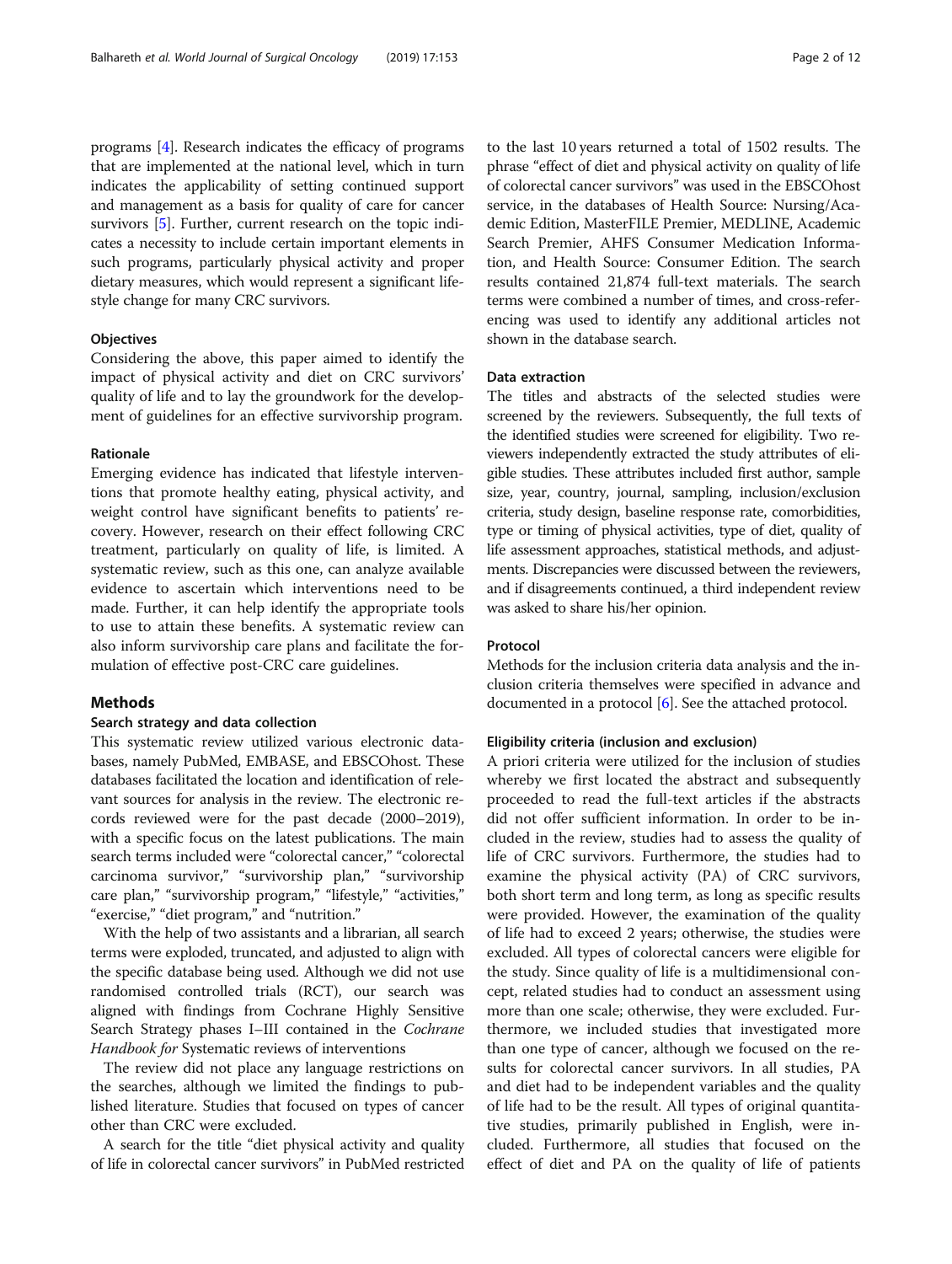programs [4]. Research indicates the efficacy of programs that are implemented at the national level, which in turn indicates the applicability of setting continued support and management as a basis for quality of care for cancer survivors [5]. Further, current research on the topic indicates a necessity to include certain important elements in such programs, particularly physical activity and proper dietary measures, which would represent a significant lifestyle change for many CRC survivors.

### Objectives

Considering the above, this paper aimed to identify the impact of physical activity and diet on CRC survivors' quality of life and to lay the groundwork for the development of guidelines for an effective survivorship program.

### Rationale

Emerging evidence has indicated that lifestyle interventions that promote healthy eating, physical activity, and weight control have significant benefits to patients' recovery. However, research on their effect following CRC treatment, particularly on quality of life, is limited. A systematic review, such as this one, can analyze available evidence to ascertain which interventions need to be made. Further, it can help identify the appropriate tools to use to attain these benefits. A systematic review can also inform survivorship care plans and facilitate the formulation of effective post-CRC care guidelines.

## Methods

### Search strategy and data collection

This systematic review utilized various electronic databases, namely PubMed, EMBASE, and EBSCOhost. These databases facilitated the location and identification of relevant sources for analysis in the review. The electronic records reviewed were for the past decade (2000–2019), with a specific focus on the latest publications. The main search terms included were "colorectal cancer," "colorectal carcinoma survivor," "survivorship plan," "survivorship care plan," "survivorship program," "lifestyle," "activities," "exercise," "diet program," and "nutrition."

With the help of two assistants and a librarian, all search terms were exploded, truncated, and adjusted to align with the specific database being used. Although we did not use randomised controlled trials (RCT), our search was aligned with findings from Cochrane Highly Sensitive Search Strategy phases I–III contained in the *Cochrane Handbook for* Systematic reviews of interventions

The review did not place any language restrictions on the searches, although we limited the findings to published literature. Studies that focused on types of cancer other than CRC were excluded.

A search for the title "diet physical activity and quality of life in colorectal cancer survivors" in PubMed restricted to the last 10 years returned a total of 1502 results. The phrase "effect of diet and physical activity on quality of life of colorectal cancer survivors" was used in the EBSCOhost service, in the databases of Health Source: Nursing/Academic Edition, MasterFILE Premier, MEDLINE, Academic Search Premier, AHFS Consumer Medication Information, and Health Source: Consumer Edition. The search results contained 21,874 full-text materials. The search terms were combined a number of times, and cross-referencing was used to identify any additional articles not shown in the database search.

### Data extraction

The titles and abstracts of the selected studies were screened by the reviewers. Subsequently, the full texts of the identified studies were screened for eligibility. Two reviewers independently extracted the study attributes of eligible studies. These attributes included first author, sample size, year, country, journal, sampling, inclusion/exclusion criteria, study design, baseline response rate, comorbidities, type or timing of physical activities, type of diet, quality of life assessment approaches, statistical methods, and adjustments. Discrepancies were discussed between the reviewers, and if disagreements continued, a third independent review was asked to share his/her opinion.

### Protocol

Methods for the inclusion criteria data analysis and the inclusion criteria themselves were specified in advance and documented in a protocol [6]. See the attached protocol.

### Eligibility criteria (inclusion and exclusion)

A priori criteria were utilized for the inclusion of studies whereby we first located the abstract and subsequently proceeded to read the full-text articles if the abstracts did not offer sufficient information. In order to be included in the review, studies had to assess the quality of life of CRC survivors. Furthermore, the studies had to examine the physical activity (PA) of CRC survivors, both short term and long term, as long as specific results were provided. However, the examination of the quality of life had to exceed 2 years; otherwise, the studies were excluded. All types of colorectal cancers were eligible for the study. Since quality of life is a multidimensional concept, related studies had to conduct an assessment using more than one scale; otherwise, they were excluded. Furthermore, we included studies that investigated more than one type of cancer, although we focused on the results for colorectal cancer survivors. In all studies, PA and diet had to be independent variables and the quality of life had to be the result. All types of original quantitative studies, primarily published in English, were included. Furthermore, all studies that focused on the effect of diet and PA on the quality of life of patients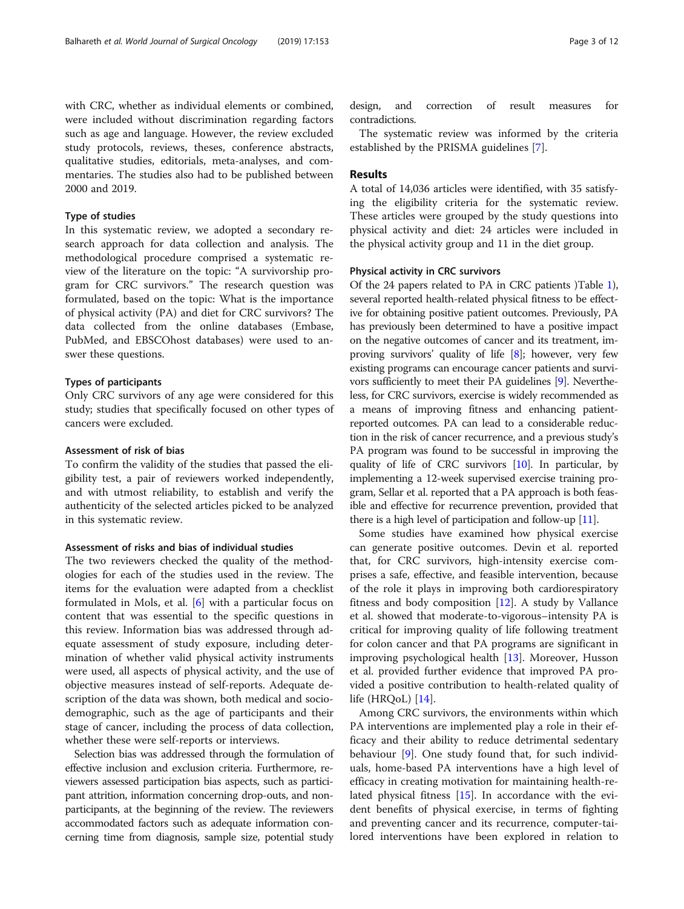with CRC, whether as individual elements or combined, were included without discrimination regarding factors such as age and language. However, the review excluded study protocols, reviews, theses, conference abstracts, qualitative studies, editorials, meta-analyses, and commentaries. The studies also had to be published between 2000 and 2019.

### Type of studies

In this systematic review, we adopted a secondary research approach for data collection and analysis. The methodological procedure comprised a systematic review of the literature on the topic: "A survivorship program for CRC survivors." The research question was formulated, based on the topic: What is the importance of physical activity (PA) and diet for CRC survivors? The data collected from the online databases (Embase, PubMed, and EBSCOhost databases) were used to answer these questions.

### Types of participants

Only CRC survivors of any age were considered for this study; studies that specifically focused on other types of cancers were excluded.

### Assessment of risk of bias

To confirm the validity of the studies that passed the eligibility test, a pair of reviewers worked independently, and with utmost reliability, to establish and verify the authenticity of the selected articles picked to be analyzed in this systematic review.

### Assessment of risks and bias of individual studies

The two reviewers checked the quality of the methodologies for each of the studies used in the review. The items for the evaluation were adapted from a checklist formulated in Mols, et al. [6] with a particular focus on content that was essential to the specific questions in this review. Information bias was addressed through adequate assessment of study exposure, including determination of whether valid physical activity instruments were used, all aspects of physical activity, and the use of objective measures instead of self-reports. Adequate description of the data was shown, both medical and sociodemographic, such as the age of participants and their stage of cancer, including the process of data collection, whether these were self-reports or interviews.

Selection bias was addressed through the formulation of effective inclusion and exclusion criteria. Furthermore, reviewers assessed participation bias aspects, such as participant attrition, information concerning drop-outs, and nonparticipants, at the beginning of the review. The reviewers accommodated factors such as adequate information concerning time from diagnosis, sample size, potential study design, and correction of result measures for contradictions.

The systematic review was informed by the criteria established by the PRISMA guidelines [7].

## Results

A total of 14,036 articles were identified, with 35 satisfying the eligibility criteria for the systematic review. These articles were grouped by the study questions into physical activity and diet: 24 articles were included in the physical activity group and 11 in the diet group.

### Physical activity in CRC survivors

Of the 24 papers related to PA in CRC patients )Table 1), several reported health-related physical fitness to be effective for obtaining positive patient outcomes. Previously, PA has previously been determined to have a positive impact on the negative outcomes of cancer and its treatment, improving survivors' quality of life [8]; however, very few existing programs can encourage cancer patients and survivors sufficiently to meet their PA guidelines [9]. Nevertheless, for CRC survivors, exercise is widely recommended as a means of improving fitness and enhancing patient-reported outcomes. PA can lead to a considerable reduction in the risk of cancer recurrence, and a previous study's PA program was found to be successful in improving the quality of life of CRC survivors [10]. In particular, by implementing a 12-week supervised exercise training program, Sellar et al. reported that a PA approach is both feasible and effective for recurrence prevention, provided that there is a high level of participation and follow-up [11].

Some studies have examined how physical exercise can generate positive outcomes. Devin et al. reported that, for CRC survivors, high-intensity exercise comprises a safe, effective, and feasible intervention, because of the role it plays in improving both cardiorespiratory fitness and body composition [12]. A study by Vallance et al. showed that moderate-to-vigorous–intensity PA is critical for improving quality of life following treatment for colon cancer and that PA programs are significant in improving psychological health [13]. Moreover, Husson et al. provided further evidence that improved PA provided a positive contribution to health-related quality of life (HRQoL) [14].

Among CRC survivors, the environments within which PA interventions are implemented play a role in their efficacy and their ability to reduce detrimental sedentary behaviour [9]. One study found that, for such individuals, home-based PA interventions have a high level of efficacy in creating motivation for maintaining health-related physical fitness [15]. In accordance with the evident benefits of physical exercise, in terms of fighting and preventing cancer and its recurrence, computer-tailored interventions have been explored in relation to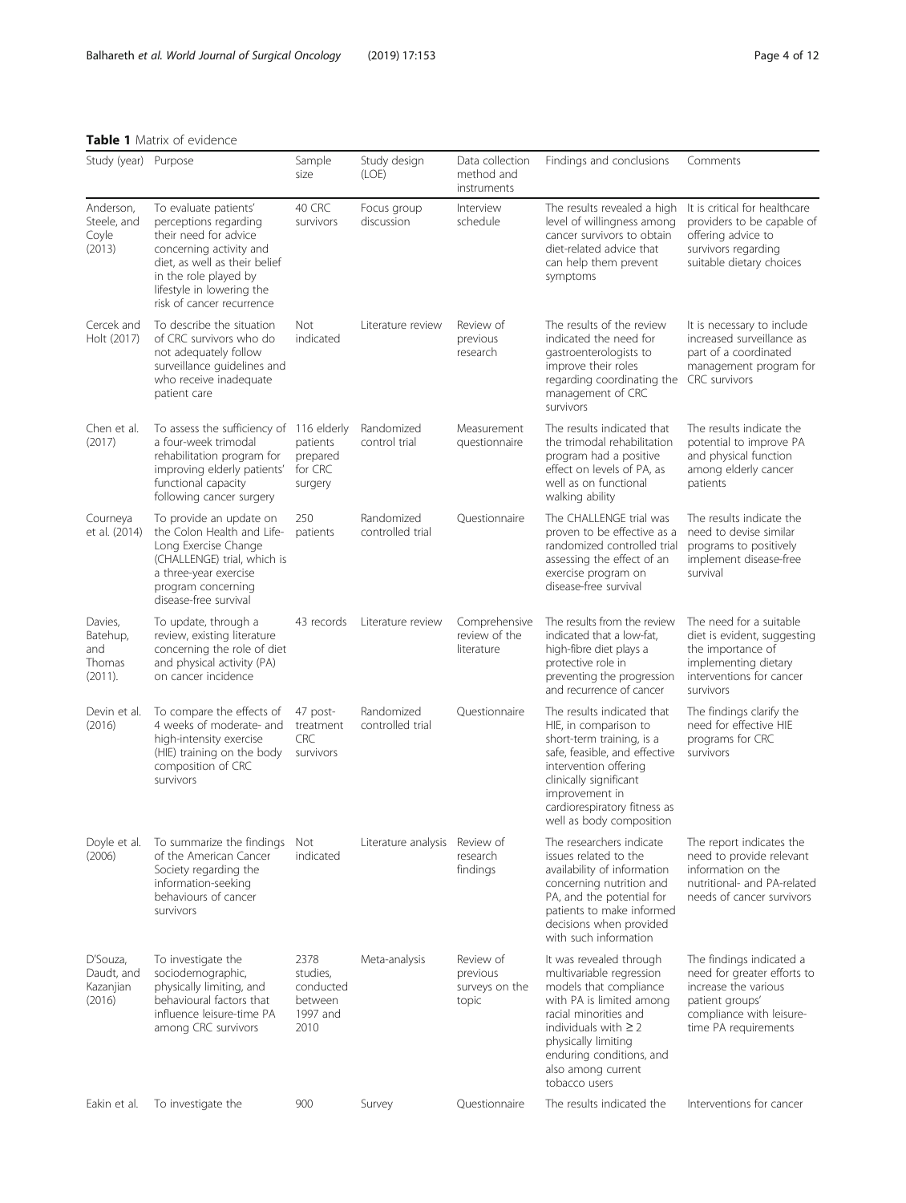**Table 1** Matrix of evidence

| Study (year) | Purpose | Sample size | Study design (LOE) | Data collection method and instruments | Findings and conclusions | Comments |
|---|---|---|---|---|---|---|
| Anderson, Steele, and Coyle (2013) | To evaluate patients' perceptions regarding their need for advice concerning activity and diet, as well as their belief in the role played by lifestyle in lowering the risk of cancer recurrence | 40 CRC survivors | Focus group discussion | Interview schedule | The results revealed a high level of willingness among cancer survivors to obtain diet-related advice that can help them prevent symptoms | It is critical for healthcare providers to be capable of offering advice to survivors regarding suitable dietary choices |
| Cercek and Holt (2017) | To describe the situation of CRC survivors who do not adequately follow surveillance guidelines and who receive inadequate patient care | Not indicated | Literature review | Review of previous research | The results of the review indicated the need for gastroenterologists to improve their roles regarding coordinating the management of CRC survivors | It is necessary to include increased surveillance as part of a coordinated management program for CRC survivors |
| Chen et al. (2017) | To assess the sufficiency of a four-week trimodal rehabilitation program for improving elderly patients' functional capacity following cancer surgery | 116 elderly patients prepared for CRC surgery | Randomized control trial | Measurement questionnaire | The results indicated that the trimodal rehabilitation program had a positive effect on levels of PA, as well as on functional walking ability | The results indicate the potential to improve PA and physical function among elderly cancer patients |
| Courneya et al. (2014) | To provide an update on the Colon Health and Life-Long Exercise Change (CHALLENGE) trial, which is a three-year exercise program concerning disease-free survival | 250 patients | Randomized controlled trial | Questionnaire | The CHALLENGE trial was proven to be effective as a randomized controlled trial assessing the effect of an exercise program on disease-free survival | The results indicate the need to devise similar programs to positively implement disease-free survival |
| Davies, Batehup, and Thomas (2011). | To update, through a review, existing literature concerning the role of diet and physical activity (PA) on cancer incidence | 43 records | Literature review | Comprehensive review of the literature | The results from the review indicated that a low-fat, high-fibre diet plays a protective role in preventing the progression and recurrence of cancer | The need for a suitable diet is evident, suggesting the importance of implementing dietary interventions for cancer survivors |
| Devin et al. (2016) | To compare the effects of 4 weeks of moderate- and high-intensity exercise (HIE) training on the body composition of CRC survivors | 47 post-treatment CRC survivors | Randomized controlled trial | Questionnaire | The results indicated that HIE, in comparison to short-term training, is a safe, feasible, and effective intervention offering clinically significant improvement in cardiorespiratory fitness as well as body composition | The findings clarify the need for effective HIE programs for CRC survivors |
| Doyle et al. (2006) | To summarize the findings of the American Cancer Society regarding the information-seeking behaviours of cancer survivors | Not indicated | Literature analysis | Review of research findings | The researchers indicate issues related to the availability of information concerning nutrition and PA, and the potential for patients to make informed decisions when provided with such information | The report indicates the need to provide relevant information on the nutritional- and PA-related needs of cancer survivors |
| D'Souza, Daudt, and Kazanjian (2016) | To investigate the sociodemographic, physically limiting, and behavioural factors that influence leisure-time PA among CRC survivors | 2378 studies, conducted between 1997 and 2010 | Meta-analysis | Review of previous surveys on the topic | It was revealed through multivariable regression models that compliance with PA is limited among racial minorities and individuals with ≥ 2 physically limiting enduring conditions, and also among current tobacco users | The findings indicated a need for greater efforts to increase the various patient groups' compliance with leisure-time PA requirements |
| Eakin et al. | To investigate the | 900 | Survey | Questionnaire | The results indicated the | Interventions for cancer |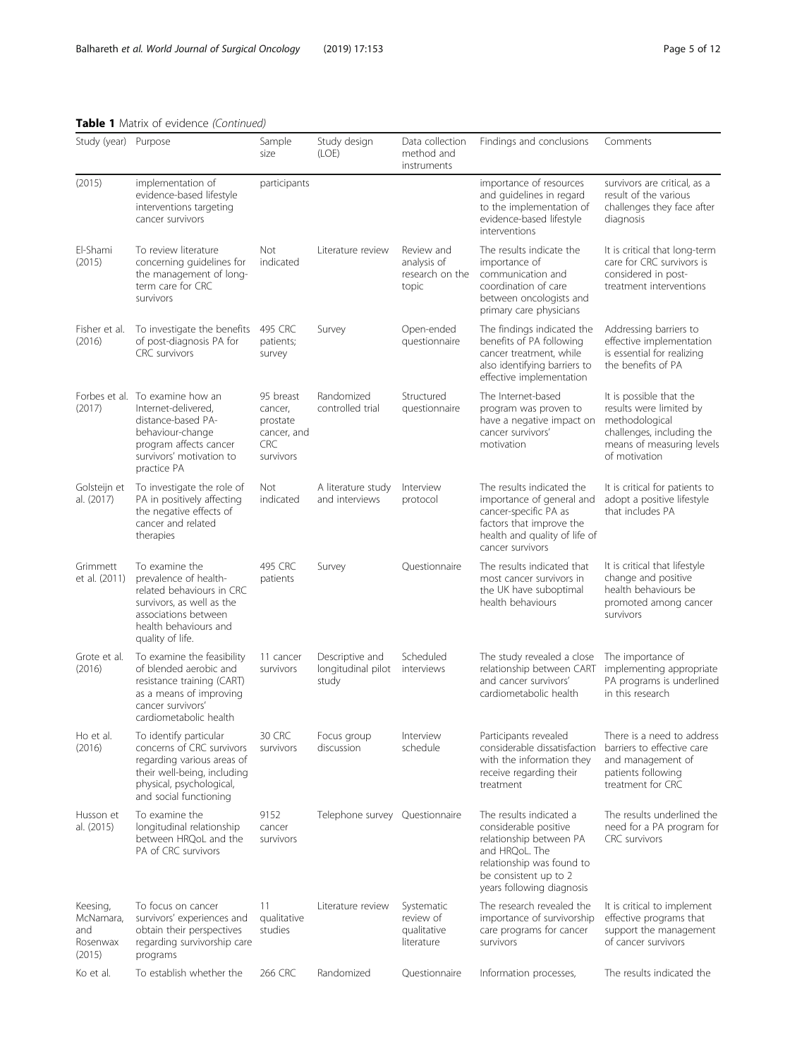**Table 1** Matrix of evidence *(Continued)*

| Study (year) | Purpose | Sample size | Study design (LOE) | Data collection method and instruments | Findings and conclusions | Comments |
|---|---|---|---|---|---|---|
| (2015) | implementation of evidence-based lifestyle interventions targeting cancer survivors | participants | | | importance of resources and guidelines in regard to the implementation of evidence-based lifestyle interventions | survivors are critical, as a result of the various challenges they face after diagnosis |
| El-Shami (2015) | To review literature concerning guidelines for the management of long-term care for CRC survivors | Not indicated | Literature review | Review and analysis of research on the topic | The results indicate the importance of communication and coordination of care between oncologists and primary care physicians | It is critical that long-term care for CRC survivors is considered in post-treatment interventions |
| Fisher et al. (2016) | To investigate the benefits of post-diagnosis PA for CRC survivors | 495 CRC patients; survey | Survey | Open-ended questionnaire | The findings indicated the benefits of PA following cancer treatment, while also identifying barriers to effective implementation | Addressing barriers to effective implementation is essential for realizing the benefits of PA |
| Forbes et al. (2017) | To examine how an Internet-delivered, distance-based PA-behaviour-change program affects cancer survivors' motivation to practice PA | 95 breast cancer, prostate cancer, and CRC survivors | Randomized controlled trial | Structured questionnaire | The Internet-based program was proven to have a negative impact on cancer survivors' motivation | It is possible that the results were limited by methodological challenges, including the means of measuring levels of motivation |
| Golsteijn et al. (2017) | To investigate the role of PA in positively affecting the negative effects of cancer and related therapies | Not indicated | A literature study and interviews | Interview protocol | The results indicated the importance of general and cancer-specific PA as factors that improve the health and quality of life of cancer survivors | It is critical for patients to adopt a positive lifestyle that includes PA |
| Grimmett et al. (2011) | To examine the prevalence of health-related behaviours in CRC survivors, as well as the associations between health behaviours and quality of life. | 495 CRC patients | Survey | Questionnaire | The results indicated that most cancer survivors in the UK have suboptimal health behaviours | It is critical that lifestyle change and positive health behaviours be promoted among cancer survivors |
| Grote et al. (2016) | To examine the feasibility of blended aerobic and resistance training (CART) as a means of improving cancer survivors' cardiometabolic health | 11 cancer survivors | Descriptive and longitudinal pilot study | Scheduled interviews | The study revealed a close relationship between CART and cancer survivors' cardiometabolic health | The importance of implementing appropriate PA programs is underlined in this research |
| Ho et al. (2016) | To identify particular concerns of CRC survivors regarding various areas of their well-being, including physical, psychological, and social functioning | 30 CRC survivors | Focus group discussion | Interview schedule | Participants revealed considerable dissatisfaction with the information they receive regarding their treatment | There is a need to address barriers to effective care and management of patients following treatment for CRC |
| Husson et al. (2015) | To examine the longitudinal relationship between HRQoL and the PA of CRC survivors | 9152 cancer survivors | Telephone survey | Questionnaire | The results indicated a considerable positive relationship between PA and HRQoL. The relationship was found to be consistent up to 2 years following diagnosis | The results underlined the need for a PA program for CRC survivors |
| Keesing, McNamara, and Rosenwax (2015) | To focus on cancer survivors' experiences and obtain their perspectives regarding survivorship care programs | 11 qualitative studies | Literature review | Systematic review of qualitative literature | The research revealed the importance of survivorship care programs for cancer survivors | It is critical to implement effective programs that support the management of cancer survivors |
| Ko et al. | To establish whether the | 266 CRC | Randomized | Questionnaire | Information processes, | The results indicated the |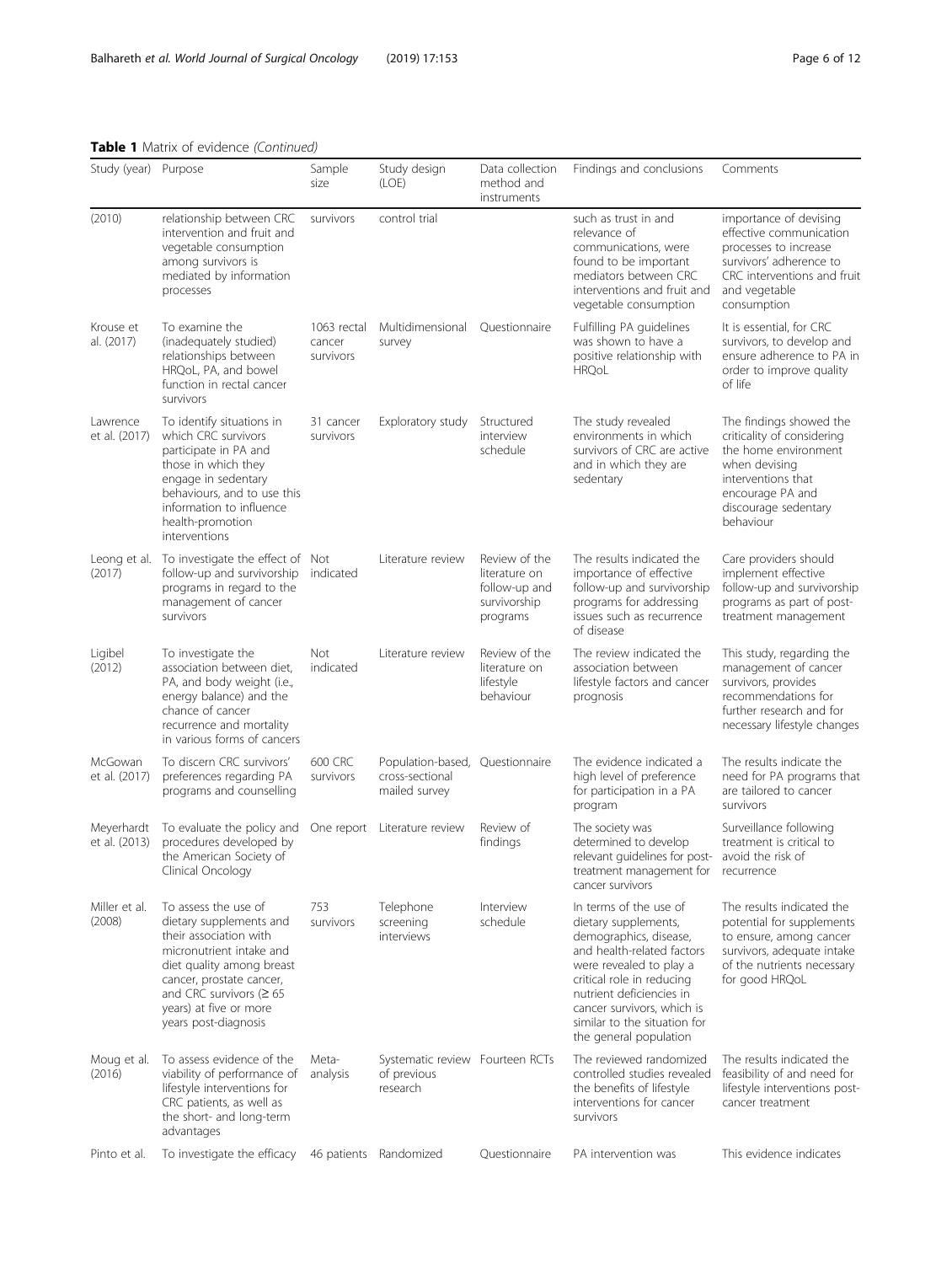**Table 1** Matrix of evidence *(Continued)*

| Study (year) | Purpose | Sample size | Study design (LOE) | Data collection method and instruments | Findings and conclusions | Comments |
|---|---|---|---|---|---|---|
| (2010) | relationship between CRC intervention and fruit and vegetable consumption among survivors is mediated by information processes | survivors | control trial | | such as trust in and relevance of communications, were found to be important mediators between CRC interventions and fruit and vegetable consumption | importance of devising effective communication processes to increase survivors' adherence to CRC interventions and fruit and vegetable consumption |
| Krouse et al. (2017) | To examine the (inadequately studied) relationships between HRQoL, PA, and bowel function in rectal cancer survivors | 1063 rectal cancer survivors | Multidimensional survey | Questionnaire | Fulfilling PA guidelines was shown to have a positive relationship with HRQoL | It is essential, for CRC survivors, to develop and ensure adherence to PA in order to improve quality of life |
| Lawrence et al. (2017) | To identify situations in which CRC survivors participate in PA and those in which they engage in sedentary behaviours, and to use this information to influence health-promotion interventions | 31 cancer survivors | Exploratory study | Structured interview schedule | The study revealed environments in which survivors of CRC are active and in which they are sedentary | The findings showed the criticality of considering the home environment when devising interventions that encourage PA and discourage sedentary behaviour |
| Leong et al. (2017) | To investigate the effect of follow-up and survivorship programs in regard to the management of cancer survivors | Not indicated | Literature review | Review of the literature on follow-up and survivorship programs | The results indicated the importance of effective follow-up and survivorship programs for addressing issues such as recurrence of disease | Care providers should implement effective follow-up and survivorship programs as part of post-treatment management |
| Ligibel (2012) | To investigate the association between diet, PA, and body weight (i.e., energy balance) and the chance of cancer recurrence and mortality in various forms of cancers | Not indicated | Literature review | Review of the literature on lifestyle behaviour | The review indicated the association between lifestyle factors and cancer prognosis | This study, regarding the management of cancer survivors, provides recommendations for further research and for necessary lifestyle changes |
| McGowan et al. (2017) | To discern CRC survivors' preferences regarding PA programs and counselling | 600 CRC survivors | Population-based, cross-sectional mailed survey | Questionnaire | The evidence indicated a high level of preference for participation in a PA program | The results indicate the need for PA programs that are tailored to cancer survivors |
| Meyerhardt et al. (2013) | To evaluate the policy and procedures developed by the American Society of Clinical Oncology | One report | Literature review | Review of findings | The society was determined to develop relevant guidelines for post-treatment management for cancer survivors | Surveillance following treatment is critical to avoid the risk of recurrence |
| Miller et al. (2008) | To assess the use of dietary supplements and their association with micronutrient intake and diet quality among breast cancer, prostate cancer, and CRC survivors (≥ 65 years) at five or more years post-diagnosis | 753 survivors | Telephone screening interviews | Interview schedule | In terms of the use of dietary supplements, demographics, disease, and health-related factors were revealed to play a critical role in reducing nutrient deficiencies in cancer survivors, which is similar to the situation for the general population | The results indicated the potential for supplements to ensure, among cancer survivors, adequate intake of the nutrients necessary for good HRQoL |
| Moug et al. (2016) | To assess evidence of the viability of performance of lifestyle interventions for CRC patients, as well as the short- and long-term advantages | Meta-analysis | Systematic review of previous research | Fourteen RCTs | The reviewed randomized controlled studies revealed the benefits of lifestyle interventions for cancer survivors | The results indicated the feasibility of and need for lifestyle interventions post-cancer treatment |
| Pinto et al. | To investigate the efficacy | 46 patients | Randomized | Questionnaire | PA intervention was | This evidence indicates |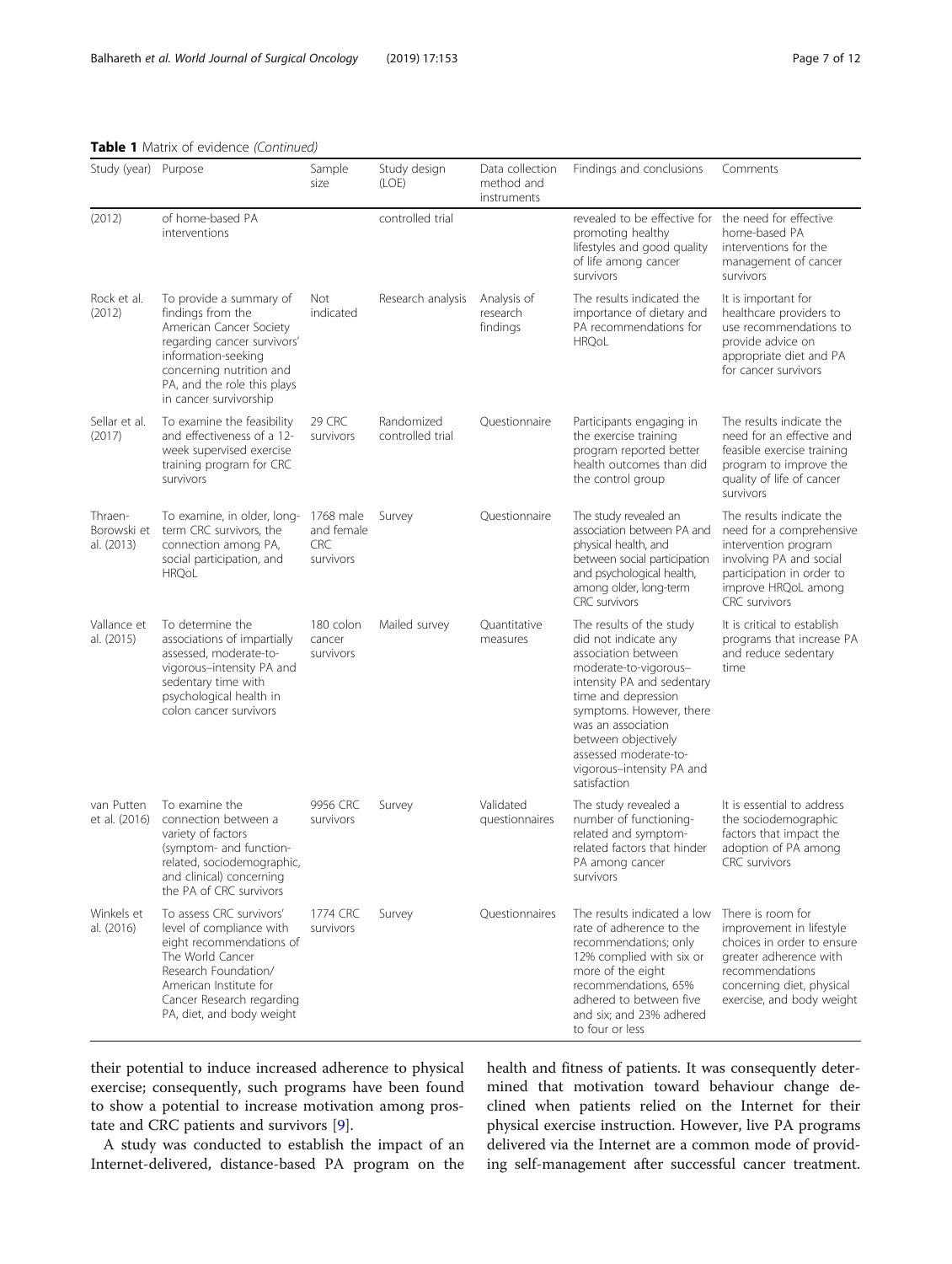**Table 1** Matrix of evidence *(Continued)*

| Study (year) | Purpose | Sample size | Study design (LOE) | Data collection method and instruments | Findings and conclusions | Comments |
|---|---|---|---|---|---|---|
| (2012) | of home-based PA interventions | | controlled trial | | revealed to be effective for promoting healthy lifestyles and good quality of life among cancer survivors | the need for effective home-based PA interventions for the management of cancer survivors |
| Rock et al. (2012) | To provide a summary of findings from the American Cancer Society regarding cancer survivors' information-seeking concerning nutrition and PA, and the role this plays in cancer survivorship | Not indicated | Research analysis | Analysis of research findings | The results indicated the importance of dietary and PA recommendations for HRQoL | It is important for healthcare providers to use recommendations to provide advice on appropriate diet and PA for cancer survivors |
| Sellar et al. (2017) | To examine the feasibility and effectiveness of a 12-week supervised exercise training program for CRC survivors | 29 CRC survivors | Randomized controlled trial | Questionnaire | Participants engaging in the exercise training program reported better health outcomes than did the control group | The results indicate the need for an effective and feasible exercise training program to improve the quality of life of cancer survivors |
| Thraen-Borowski et al. (2013) | To examine, in older, long-term CRC survivors, the connection among PA, physical health, social participation, and HRQoL | 1768 male and female CRC survivors | Survey | Questionnaire | The study revealed an association between PA and physical health, and between social participation and psychological health, among older, long-term CRC survivors | The results indicate the need for a comprehensive intervention program involving PA and social participation in order to improve HRQoL among CRC survivors |
| Vallance et al. (2015) | To determine the associations of impartially assessed, moderate-to-vigorous–intensity PA and sedentary time with psychological health in colon cancer survivors | 180 colon cancer survivors | Mailed survey | Quantitative measures | The results of the study did not indicate any association between moderate-to-vigorous–intensity PA and sedentary time and depression symptoms. However, there was an association between objectively assessed moderate-to-vigorous–intensity PA and satisfaction | It is critical to establish programs that increase PA and reduce sedentary time |
| van Putten et al. (2016) | To examine the connection between a variety of factors (symptom- and function-related, sociodemographic, and clinical) concerning the PA of CRC survivors | 9956 CRC survivors | Survey | Validated questionnaires | The study revealed a number of functioning-related and symptom-related factors that hinder PA among cancer survivors | It is essential to address the sociodemographic factors that impact the adoption of PA among CRC survivors |
| Winkels et al. (2016) | To assess CRC survivors' level of compliance with eight recommendations of The World Cancer Research Foundation/ American Institute for Cancer Research regarding PA, diet, and body weight | 1774 CRC survivors | Survey | Questionnaires | The results indicated a low rate of adherence to the recommendations; only 12% complied with six or more of the eight recommendations, 65% adhered to between five and six; and 23% adhered to four or less | There is room for improvement in lifestyle choices in order to ensure greater adherence with recommendations concerning diet, physical exercise, and body weight |

their potential to induce increased adherence to physical exercise; consequently, such programs have been found to show a potential to increase motivation among prostate and CRC patients and survivors [9].

A study was conducted to establish the impact of an Internet-delivered, distance-based PA program on the health and fitness of patients. It was consequently determined that motivation toward behaviour change declined when patients relied on the Internet for their physical exercise instruction. However, live PA programs delivered via the Internet are a common mode of providing self-management after successful cancer treatment.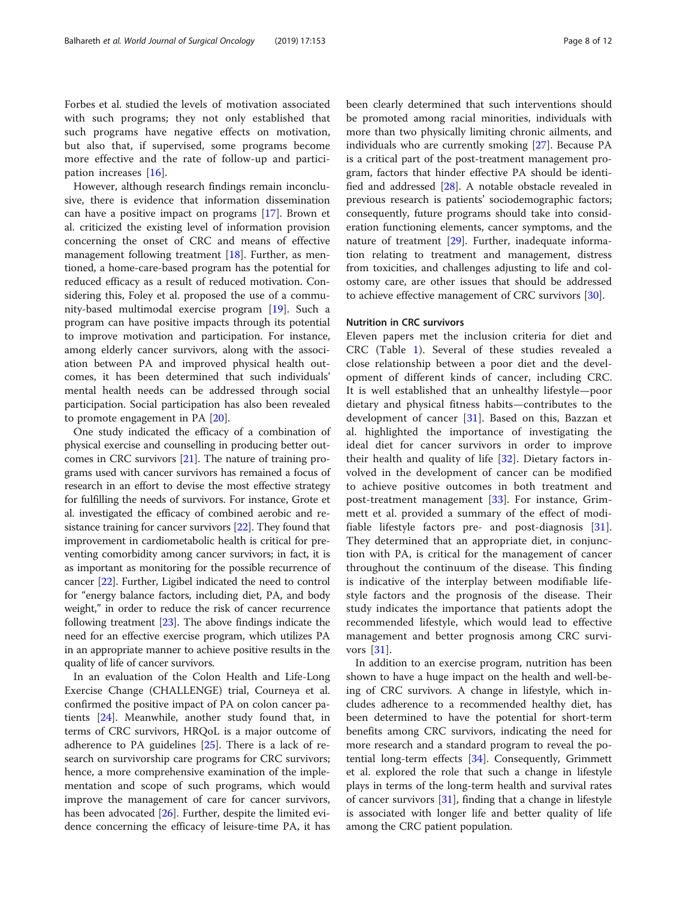Forbes et al. studied the levels of motivation associated with such programs; they not only established that such programs have negative effects on motivation, but also that, if supervised, some programs become more effective and the rate of follow-up and participation increases [16].

However, although research findings remain inconclusive, there is evidence that information dissemination can have a positive impact on programs [17]. Brown et al. criticized the existing level of information provision concerning the onset of CRC and means of effective management following treatment [18]. Further, as mentioned, a home-care-based program has the potential for reduced efficacy as a result of reduced motivation. Considering this, Foley et al. proposed the use of a community-based multimodal exercise program [19]. Such a program can have positive impacts through its potential to improve motivation and participation. For instance, among elderly cancer survivors, along with the association between PA and improved physical health outcomes, it has been determined that such individuals' mental health needs can be addressed through social participation. Social participation has also been revealed to promote engagement in PA [20].

One study indicated the efficacy of a combination of physical exercise and counselling in producing better outcomes in CRC survivors [21]. The nature of training programs used with cancer survivors has remained a focus of research in an effort to devise the most effective strategy for fulfilling the needs of survivors. For instance, Grote et al. investigated the efficacy of combined aerobic and resistance training for cancer survivors [22]. They found that improvement in cardiometabolic health is critical for preventing comorbidity among cancer survivors; in fact, it is as important as monitoring for the possible recurrence of cancer [22]. Further, Ligibel indicated the need to control for "energy balance factors, including diet, PA, and body weight," in order to reduce the risk of cancer recurrence following treatment [23]. The above findings indicate the need for an effective exercise program, which utilizes PA in an appropriate manner to achieve positive results in the quality of life of cancer survivors.

In an evaluation of the Colon Health and Life-Long Exercise Change (CHALLENGE) trial, Courneya et al. confirmed the positive impact of PA on colon cancer patients [24]. Meanwhile, another study found that, in terms of CRC survivors, HRQoL is a major outcome of adherence to PA guidelines [25]. There is a lack of research on survivorship care programs for CRC survivors; hence, a more comprehensive examination of the implementation and scope of such programs, which would improve the management of care for cancer survivors, has been advocated [26]. Further, despite the limited evidence concerning the efficacy of leisure-time PA, it has been clearly determined that such interventions should be promoted among racial minorities, individuals with more than two physically limiting chronic ailments, and individuals who are currently smoking [27]. Because PA is a critical part of the post-treatment management program, factors that hinder effective PA should be identified and addressed [28]. A notable obstacle revealed in previous research is patients' sociodemographic factors; consequently, future programs should take into consideration functioning elements, cancer symptoms, and the nature of treatment [29]. Further, inadequate information relating to treatment and management, distress from toxicities, and challenges adjusting to life and colostomy care, are other issues that should be addressed to achieve effective management of CRC survivors [30].

### Nutrition in CRC survivors

Eleven papers met the inclusion criteria for diet and CRC (Table 1). Several of these studies revealed a close relationship between a poor diet and the development of different kinds of cancer, including CRC. It is well established that an unhealthy lifestyle—poor dietary and physical fitness habits—contributes to the development of cancer [31]. Based on this, Bazzan et al. highlighted the importance of investigating the ideal diet for cancer survivors in order to improve their health and quality of life [32]. Dietary factors involved in the development of cancer can be modified to achieve positive outcomes in both treatment and post-treatment management [33]. For instance, Grimmett et al. provided a summary of the effect of modifiable lifestyle factors pre- and post-diagnosis [31]. They determined that an appropriate diet, in conjunction with PA, is critical for the management of cancer throughout the continuum of the disease. This finding is indicative of the interplay between modifiable lifestyle factors and the prognosis of the disease. Their study indicates the importance that patients adopt the recommended lifestyle, which would lead to effective management and better prognosis among CRC survivors [31].

In addition to an exercise program, nutrition has been shown to have a huge impact on the health and well-being of CRC survivors. A change in lifestyle, which includes adherence to a recommended healthy diet, has been determined to have the potential for short-term benefits among CRC survivors, indicating the need for more research and a standard program to reveal the potential long-term effects [34]. Consequently, Grimmett et al. explored the role that such a change in lifestyle plays in terms of the long-term health and survival rates of cancer survivors [31], finding that a change in lifestyle is associated with longer life and better quality of life among the CRC patient population.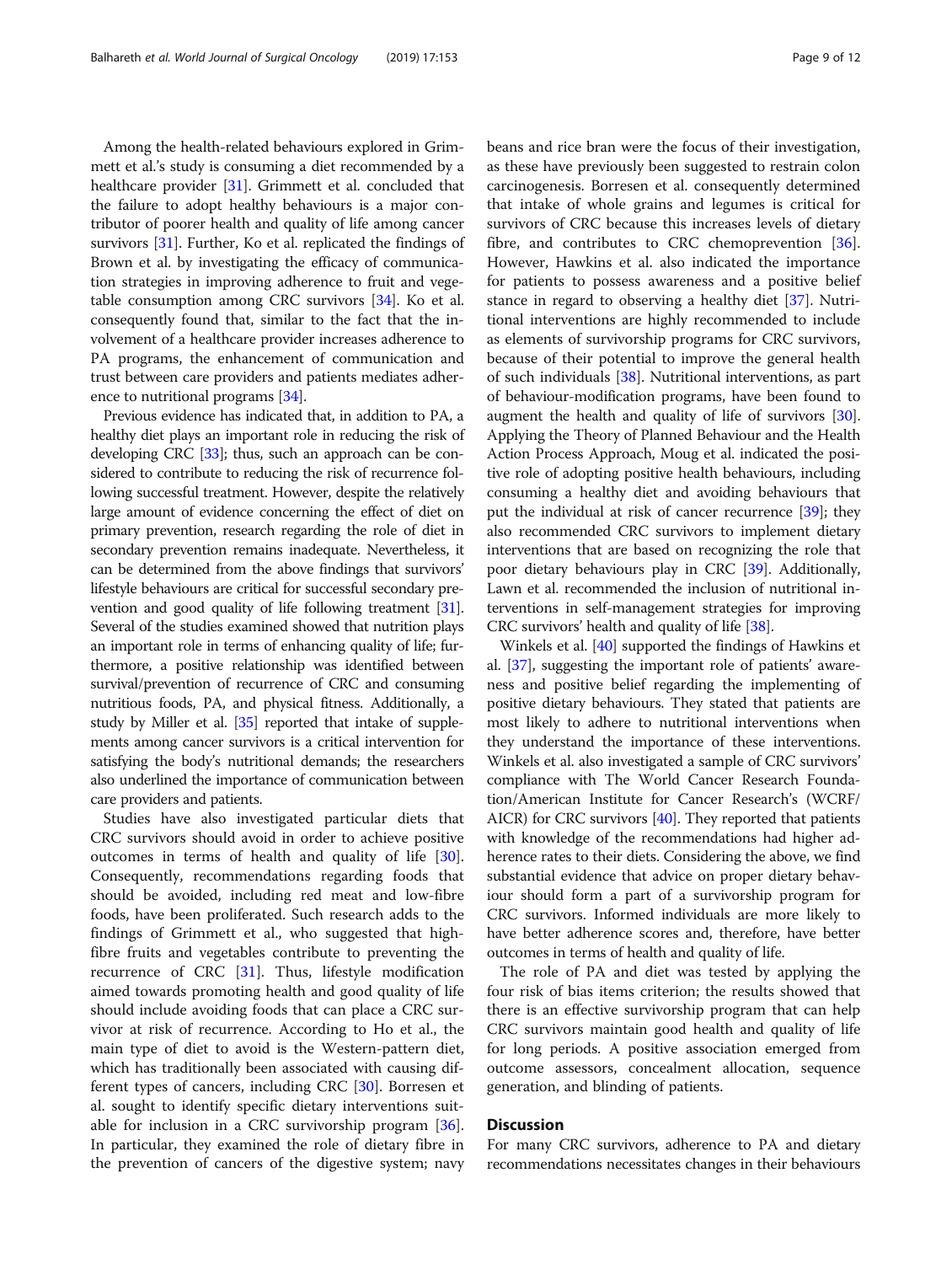Among the health-related behaviours explored in Grimmett et al.'s study is consuming a diet recommended by a healthcare provider [31]. Grimmett et al. concluded that the failure to adopt healthy behaviours is a major contributor of poorer health and quality of life among cancer survivors [31]. Further, Ko et al. replicated the findings of Brown et al. by investigating the efficacy of communication strategies in improving adherence to fruit and vegetable consumption among CRC survivors [34]. Ko et al. consequently found that, similar to the fact that the involvement of a healthcare provider increases adherence to PA programs, the enhancement of communication and trust between care providers and patients mediates adherence to nutritional programs [34].

Previous evidence has indicated that, in addition to PA, a healthy diet plays an important role in reducing the risk of developing CRC [33]; thus, such an approach can be considered to contribute to reducing the risk of recurrence following successful treatment. However, despite the relatively large amount of evidence concerning the effect of diet on primary prevention, research regarding the role of diet in secondary prevention remains inadequate. Nevertheless, it can be determined from the above findings that survivors' lifestyle behaviours are critical for successful secondary prevention and good quality of life following treatment [31]. Several of the studies examined showed that nutrition plays an important role in terms of enhancing quality of life; furthermore, a positive relationship was identified between survival/prevention of recurrence of CRC and consuming nutritious foods, PA, and physical fitness. Additionally, a study by Miller et al. [35] reported that intake of supplements among cancer survivors is a critical intervention for satisfying the body's nutritional demands; the researchers also underlined the importance of communication between care providers and patients.

Studies have also investigated particular diets that CRC survivors should avoid in order to achieve positive outcomes in terms of health and quality of life [30]. Consequently, recommendations regarding foods that should be avoided, including red meat and low-fibre foods, have been proliferated. Such research adds to the findings of Grimmett et al., who suggested that high-fibre fruits and vegetables contribute to preventing the recurrence of CRC [31]. Thus, lifestyle modification aimed towards promoting health and good quality of life should include avoiding foods that can place a CRC survivor at risk of recurrence. According to Ho et al., the main type of diet to avoid is the Western-pattern diet, which has traditionally been associated with causing different types of cancers, including CRC [30]. Borresen et al. sought to identify specific dietary interventions suitable for inclusion in a CRC survivorship program [36]. In particular, they examined the role of dietary fibre in the prevention of cancers of the digestive system; navy beans and rice bran were the focus of their investigation, as these have previously been suggested to restrain colon carcinogenesis. Borresen et al. consequently determined that intake of whole grains and legumes is critical for survivors of CRC because this increases levels of dietary fibre, and contributes to CRC chemoprevention [36]. However, Hawkins et al. also indicated the importance for patients to possess awareness and a positive belief stance in regard to observing a healthy diet [37]. Nutritional interventions are highly recommended to include as elements of survivorship programs for CRC survivors, because of their potential to improve the general health of such individuals [38]. Nutritional interventions, as part of behaviour-modification programs, have been found to augment the health and quality of life of survivors [30]. Applying the Theory of Planned Behaviour and the Health Action Process Approach, Moug et al. indicated the positive role of adopting positive health behaviours, including consuming a healthy diet and avoiding behaviours that put the individual at risk of cancer recurrence [39]; they also recommended CRC survivors to implement dietary interventions that are based on recognizing the role that poor dietary behaviours play in CRC [39]. Additionally, Lawn et al. recommended the inclusion of nutritional interventions in self-management strategies for improving CRC survivors' health and quality of life [38].

Winkels et al. [40] supported the findings of Hawkins et al. [37], suggesting the important role of patients' awareness and positive belief regarding the implementing of positive dietary behaviours. They stated that patients are most likely to adhere to nutritional interventions when they understand the importance of these interventions. Winkels et al. also investigated a sample of CRC survivors' compliance with The World Cancer Research Foundation/American Institute for Cancer Research's (WCRF/AICR) for CRC survivors [40]. They reported that patients with knowledge of the recommendations had higher adherence rates to their diets. Considering the above, we find substantial evidence that advice on proper dietary behaviour should form a part of a survivorship program for CRC survivors. Informed individuals are more likely to have better adherence scores and, therefore, have better outcomes in terms of health and quality of life.

The role of PA and diet was tested by applying the four risk of bias items criterion; the results showed that there is an effective survivorship program that can help CRC survivors maintain good health and quality of life for long periods. A positive association emerged from outcome assessors, concealment allocation, sequence generation, and blinding of patients.

## Discussion

For many CRC survivors, adherence to PA and dietary recommendations necessitates changes in their behaviours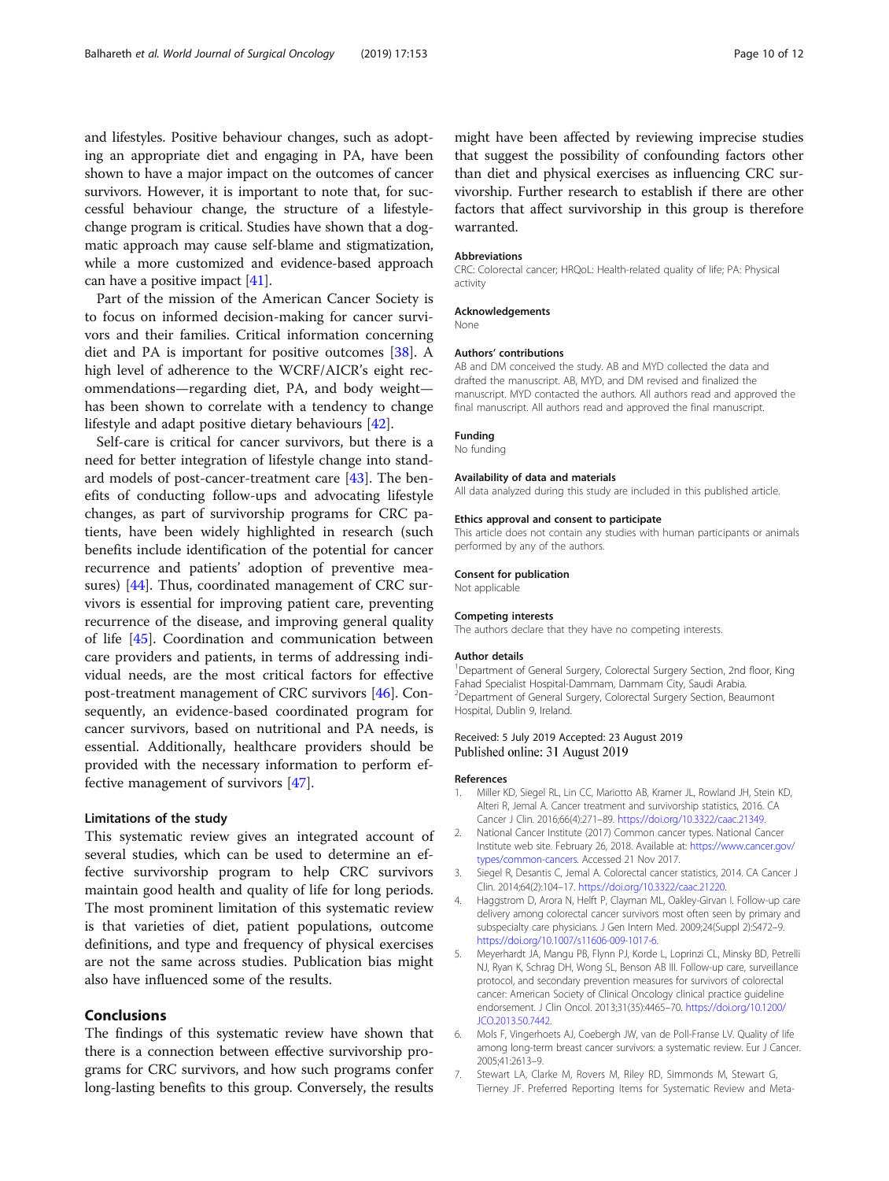and lifestyles. Positive behaviour changes, such as adopting an appropriate diet and engaging in PA, have been shown to have a major impact on the outcomes of cancer survivors. However, it is important to note that, for successful behaviour change, the structure of a lifestyle-change program is critical. Studies have shown that a dogmatic approach may cause self-blame and stigmatization, while a more customized and evidence-based approach can have a positive impact [41].

Part of the mission of the American Cancer Society is to focus on informed decision-making for cancer survivors and their families. Critical information concerning diet and PA is important for positive outcomes [38]. A high level of adherence to the WCRF/AICR's eight recommendations—regarding diet, PA, and body weight—has been shown to correlate with a tendency to change lifestyle and adapt positive dietary behaviours [42].

Self-care is critical for cancer survivors, but there is a need for better integration of lifestyle change into standard models of post-cancer-treatment care [43]. The benefits of conducting follow-ups and advocating lifestyle changes, as part of survivorship programs for CRC patients, have been widely highlighted in research (such benefits include identification of the potential for cancer recurrence and patients' adoption of preventive measures) [44]. Thus, coordinated management of CRC survivors is essential for improving patient care, preventing recurrence of the disease, and improving general quality of life [45]. Coordination and communication between care providers and patients, in terms of addressing individual needs, are the most critical factors for effective post-treatment management of CRC survivors [46]. Consequently, an evidence-based coordinated program for cancer survivors, based on nutritional and PA needs, is essential. Additionally, healthcare providers should be provided with the necessary information to perform effective management of survivors [47].

### Limitations of the study

This systematic review gives an integrated account of several studies, which can be used to determine an effective survivorship program to help CRC survivors maintain good health and quality of life for long periods. The most prominent limitation of this systematic review is that varieties of diet, patient populations, outcome definitions, and type and frequency of physical exercises are not the same across studies. Publication bias might also have influenced some of the results.

## Conclusions

The findings of this systematic review have shown that there is a connection between effective survivorship programs for CRC survivors, and how such programs confer long-lasting benefits to this group. Conversely, the results might have been affected by reviewing imprecise studies that suggest the possibility of confounding factors other than diet and physical exercises as influencing CRC survivorship. Further research to establish if there are other factors that affect survivorship in this group is therefore warranted.

#### Abbreviations

CRC: Colorectal cancer; HRQoL: Health-related quality of life; PA: Physical activity

#### Acknowledgements

None

#### Authors' contributions

AB and DM conceived the study. AB and MYD collected the data and drafted the manuscript. AB, MYD, and DM revised and finalized the manuscript. MYD contacted the authors. All authors read and approved the final manuscript. All authors read and approved the final manuscript.

#### Funding

No funding

#### Availability of data and materials

All data analyzed during this study are included in this published article.

#### Ethics approval and consent to participate

This article does not contain any studies with human participants or animals performed by any of the authors.

#### Consent for publication

Not applicable

#### Competing interests

The authors declare that they have no competing interests.

#### Author details

[1]Department of General Surgery, Colorectal Surgery Section, 2nd floor, King Fahad Specialist Hospital-Dammam, Dammam City, Saudi Arabia. [2]Department of General Surgery, Colorectal Surgery Section, Beaumont Hospital, Dublin 9, Ireland.

Received: 5 July 2019 Accepted: 23 August 2019
Published online: 31 August 2019

#### References

1. Miller KD, Siegel RL, Lin CC, Mariotto AB, Kramer JL, Rowland JH, Stein KD, Alteri R, Jemal A. Cancer treatment and survivorship statistics, 2016. CA Cancer J Clin. 2016;66(4):271–89. https://doi.org/10.3322/caac.21349.
2. National Cancer Institute (2017) Common cancer types. National Cancer Institute web site. February 26, 2018. Available at: https://www.cancer.gov/types/common-cancers. Accessed 21 Nov 2017.
3. Siegel R, Desantis C, Jemal A. Colorectal cancer statistics, 2014. CA Cancer J Clin. 2014;64(2):104–17. https://doi.org/10.3322/caac.21220.
4. Haggstrom D, Arora N, Helft P, Clayman ML, Oakley-Girvan I. Follow-up care delivery among colorectal cancer survivors most often seen by primary and subspecialty care physicians. J Gen Intern Med. 2009;24(Suppl 2):S472–9. https://doi.org/10.1007/s11606-009-1017-6.
5. Meyerhardt JA, Mangu PB, Flynn PJ, Korde L, Loprinzi CL, Minsky BD, Petrelli NJ, Ryan K, Schrag DH, Wong SL, Benson AB III. Follow-up care, surveillance protocol, and secondary prevention measures for survivors of colorectal cancer: American Society of Clinical Oncology clinical practice guideline endorsement. J Clin Oncol. 2013;31(35):4465–70. https://doi.org/10.1200/JCO.2013.50.7442.
6. Mols F, Vingerhoets AJ, Coebergh JW, van de Poll-Franse LV. Quality of life among long-term breast cancer survivors: a systematic review. Eur J Cancer. 2005;41:2613–9.
7. Stewart LA, Clarke M, Rovers M, Riley RD, Simmonds M, Stewart G, Tierney JF. Preferred Reporting Items for Systematic Review and Meta-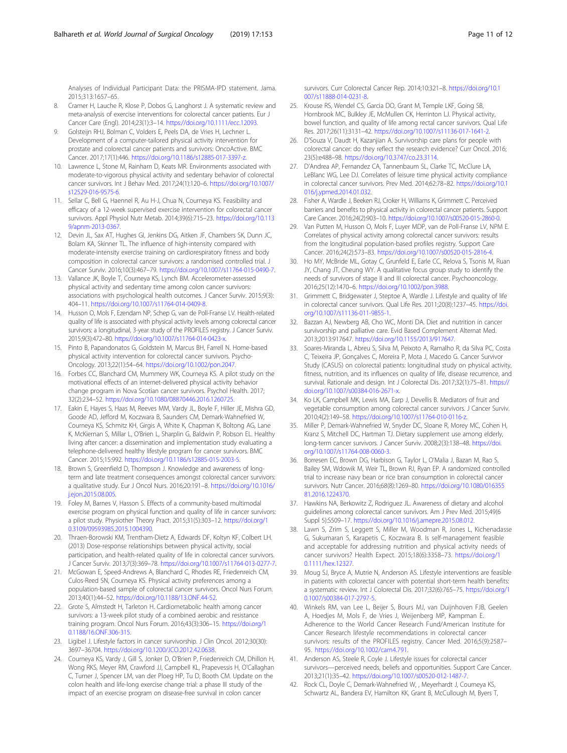Analyses of Individual Participant Data: the PRISMA-IPD statement. Jama. 2015;313:1657–65.

8. Cramer H, Lauche R, Klose P, Dobos G, Langhorst J. A systematic review and meta-analysis of exercise interventions for colorectal cancer patients. Eur J Cancer Care (Engl). 2014;23(1):3–14. https://doi.org/10.1111/ecc.12093.
9. Golsteijn RHJ, Bolman C, Volders E, Peels DA, de Vries H, Lechner L. Development of a computer-tailored physical activity intervention for prostate and colorectal cancer patients and survivors: OncoActive. BMC Cancer. 2017;17(1):446. https://doi.org/10.1186/s12885-017-3397-z.
10. Lawrence L, Stone M, Rainham D, Keats MR. Environments associated with moderate-to-vigorous physical activity and sedentary behavior of colorectal cancer survivors. Int J Behav Med. 2017;24(1):120–6. https://doi.org/10.1007/s12529-016-9575-6.
11. Sellar C, Bell G, Haennel R, Au H-J, Chua N, Courneya KS. Feasibility and efficacy of a 12-week supervised exercise intervention for colorectal cancer survivors. Appl Physiol Nutr Metab. 2014;39(6):715–23. https://doi.org/10.1139/apnm-2013-0367.
12. Devin JL, Sax AT, Hughes GI, Jenkins DG, Aitken JF, Chambers SK, Dunn JC, Bolam KA, Skinner TL. The influence of high-intensity compared with moderate-intensity exercise training on cardiorespiratory fitness and body composition in colorectal cancer survivors: a randomised controlled trial. J Cancer Surviv. 2016;10(3):467–79. https://doi.org/10.1007/s11764-015-0490-7.
13. Vallance JK, Boyle T, Courneya KS, Lynch BM. Accelerometer-assessed physical activity and sedentary time among colon cancer survivors: associations with psychological health outcomes. J Cancer Surviv. 2015;9(3):404–11. https://doi.org/10.1007/s11764-014-0409-8.
14. Husson O, Mols F, Ezendam NP, Schep G, van de Poll-Franse LV. Health-related quality of life is associated with physical activity levels among colorectal cancer survivors: a longitudinal, 3-year study of the PROFILES registry. J Cancer Surviv. 2015;9(3):472–80. https://doi.org/10.1007/s11764-014-0423-x.
15. Pinto B, Papandonatos G, Goldstein M, Marcus BH, Farrell N. Home-based physical activity intervention for colorectal cancer survivors. Psycho-Oncology. 2013;22(1):54–64. https://doi.org/10.1002/pon.2047.
16. Forbes CC, Blanchard CM, Mummery WK, Courneya KS. A pilot study on the motivational effects of an internet-delivered physical activity behavior change program in Nova Scotian cancer survivors. Psychol Health. 2017;32(2):234–52. https://doi.org/10.1080/08870446.2016.1260725.
17. Eakin E, Hayes S, Haas M, Reeves MM, Vardy JL, Boyle F, Hiller JE, Mishra GD, Goode AD, Jefford M, Koczwara B, Saunders CM, Demark-Wahnefried W, Courneya KS, Schmitz KH, Girgis A, White K, Chapman K, Boltong AG, Lane K, McKiernan S, Millar L, O'Brien L, Sharplin G, Baldwin P, Robson EL. Healthy living after cancer: a dissemination and implementation study evaluating a telephone-delivered healthy lifestyle program for cancer survivors. BMC Cancer. 2015;15:992. https://doi.org/10.1186/s12885-015-2003-5.
18. Brown S, Greenfield D, Thompson J. Knowledge and awareness of long-term and late treatment consequences amongst colorectal cancer survivors: a qualitative study. Eur J Oncol Nurs. 2016;20:191–8. https://doi.org/10.1016/j.ejon.2015.08.005.
19. Foley M, Barnes V, Hasson S. Effects of a community-based multimodal exercise program on physical function and quality of life in cancer survivors: a pilot study. Physiother Theory Pract. 2015;31(5):303–12. https://doi.org/10.3109/09593985.2015.1004390.
20. Thraen-Borowski KM, Trentham-Dietz A, Edwards DF, Koltyn KF, Colbert LH. (2013) Dose-response relationships between physical activity, social participation, and health-related quality of life in colorectal cancer survivors. J Cancer Surviv. 2013;7(3):369–78. https://doi.org/10.1007/s11764-013-0277-7.
21. McGowan E, Speed-Andrews A, Blanchard C, Rhodes RE, Friedenreich CM, Culos-Reed SN, Courneya KS. Physical activity preferences among a population-based sample of colorectal cancer survivors. Oncol Nurs Forum. 2013;40(1):44–52. https://doi.org/10.1188/13.ONF.44-52.
22. Grote S, Almstedt H, Tarleton H. Cardiometabolic health among cancer survivors: a 13-week pilot study of a combined aerobic and resistance training program. Oncol Nurs Forum. 2016;43(3):306–15. https://doi.org/10.1188/16.ONF.306-315.
23. Ligibel J. Lifestyle factors in cancer survivorship. J Clin Oncol. 2012;30(30):3697–36704. https://doi.org/10.1200/JCO.2012.42.0638.
24. Courneya KS, Vardy J, Gill S, Jonker D, O'Brien P, Friedenreich CM, Dhillon H, Wong RKS, Meyer RM, Crawford JJ, Campbell KL, Prapevessis H, O'Callaghan C, Turner J, Spencer LM, van der Ploeg HP, Tu D, Booth CM. Update on the colon health and life-long exercise change trial: a phase III study of the impact of an exercise program on disease-free survival in colon cancer survivors. Curr Colorectal Cancer Rep. 2014;10:321–8. https://doi.org/10.1007/s11888-014-0231-8.
25. Krouse RS, Wendel CS, Garcia DO, Grant M, Temple LKF, Going SB, Hornbrook MC, Bulkley JE, McMullen CK, Herrinton LJ. Physical activity, bowel function, and quality of life among rectal cancer survivors. Qual Life Res. 2017;26(11):3131–42. https://doi.org/10.1007/s11136-017-1641-2.
26. D'Souza V, Daudt H, Kazanjian A. Survivorship care plans for people with colorectal cancer: do they reflect the research evidence? Curr Oncol. 2016;23(5):e488–98. https://doi.org/10.3747/co.23.3114.
27. D'Andrea AP, Fernandez CA, Tannenbaum SL, Clarke TC, McClure LA, LeBlanc WG, Lee DJ. Correlates of leisure time physical activity compliance in colorectal cancer survivors. Prev Med. 2014;62:78–82. https://doi.org/10.1016/j.ypmed.2014.01.032.
28. Fisher A, Wardle J, Beeken RJ, Croker H, Williams K, Grimmett C. Perceived barriers and benefits to physical activity in colorectal cancer patients. Support Care Cancer. 2016;24(2):903–10. https://doi.org/10.1007/s00520-015-2860-0.
29. Van Putten M, Husson O, Mols F, Luyer MDP, van de Poll-Franse LV, NPM E. Correlates of physical activity among colorectal cancer survivors: results from the longitudinal population-based profiles registry. Support Care Cancer. 2016;24(2):573–83. https://doi.org/10.1007/s00520-015-2816-4.
30. Ho MY, McBride ML, Gotay C, Grunfeld E, Earle CC, Relova S, Tsonis M, Ruan JY, Chang JT, Cheung WY. A qualitative focus group study to identify the needs of survivors of stage II and III colorectal cancer. Psychooncology. 2016;25(12):1470–6. https://doi.org/10.1002/pon.3988.
31. Grimmett C, Bridgewater J, Steptoe A, Wardle J. Lifestyle and quality of life in colorectal cancer survivors. Qual Life Res. 2011;20(8):1237–45. https://doi.org/10.1007/s11136-011-9855-1.
32. Bazzan AJ, Newberg AB, Cho WC, Monti DA. Diet and nutrition in cancer survivorship and palliative care. Evid Based Complement Alternat Med. 2013;2013:917647. https://doi.org/10.1155/2013/917647.
33. Soares-Miranda L, Abreu S, Silva M, Peixoto A, Ramalho R, da Silva PC, Costa C, Teixeira JP, Gonçalves C, Moreira P, Mota J, Macedo G. Cancer Survivor Study (CASUS) on colorectal patients: longitudinal study on physical activity, fitness, nutrition, and its influences on quality of life, disease recurrence, and survival. Rationale and design. Int J Colorectal Dis. 2017;32(1):75–81. https://doi.org/10.1007/s00384-016-2671-x.
34. Ko LK, Campbell MK, Lewis MA, Earp J, Devellis B. Mediators of fruit and vegetable consumption among colorectal cancer survivors. J Cancer Surviv. 2010;4(2):149–58. https://doi.org/10.1007/s11764-010-0116-z.
35. Miller P, Demark-Wahnefried W, Snyder DC, Sloane R, Morey MC, Cohen H, Kranz S, Mitchell DC, Hartman TJ. Dietary supplement use among elderly, long-term cancer survivors. J Cancer Surviv. 2008;2(3):138–48. https://doi.org/10.1007/s11764-008-0060-3.
36. Borresen EC, Brown DG, Harbison G, Taylor L, O'Malia J, Bazan M, Rao S, Bailey SM, Wdowik M, Weir TL, Brown RJ, Ryan EP. A randomized controlled trial to increase navy bean or rice bran consumption in colorectal cancer survivors. Nutr Cancer. 2016;68(8):1269–80. https://doi.org/10.1080/01635581.2016.1224370.
37. Hawkins NA, Berkowitz Z, Rodriguez JL. Awareness of dietary and alcohol guidelines among colorectal cancer survivors. Am J Prev Med. 2015;49(6 Suppl 5):S509–17. https://doi.org/10.1016/j.amepre.2015.08.012.
38. Lawn S, Zrim S, Leggett S, Miller M, Woodman R, Jones L, Kichenadasse G, Sukumaran S, Karapetis C, Koczwara B. Is self-management feasible and acceptable for addressing nutrition and physical activity needs of cancer survivors? Health Expect. 2015;18(6):3358–73. https://doi.org/10.1111/hex.12327.
39. Moug SJ, Bryce A, Mutrie N, Anderson AS. Lifestyle interventions are feasible in patients with colorectal cancer with potential short-term health benefits: a systematic review. Int J Colorectal Dis. 2017;32(6):765–75. https://doi.org/10.1007/s00384-017-2797-5.
40. Winkels RM, van Lee L, Beijer S, Bours MJ, van Duijnhoven FJB, Geelen A, Hoedjes M, Mols F, de Vries J, Weijenberg MP, Kampman E. Adherence to the World Cancer Research Fund/American Institute for Cancer Research lifestyle recommendations in colorectal cancer survivors: results of the PROFILES registry. Cancer Med. 2016;5(9):2587–95. https://doi.org/10.1002/cam4.791.
41. Anderson AS, Steele R, Coyle J. Lifestyle issues for colorectal cancer survivors—perceived needs, beliefs and opportunities. Support Care Cancer. 2013;21(1):35–42. https://doi.org/10.1007/s00520-012-1487-7.
42. Rock CL, Doyle C, Demark-Wahnefried W, , Meyerhardt J, Courneya KS, Schwartz AL, Bandera EV, Hamilton KK, Grant B, McCullough M, Byers T,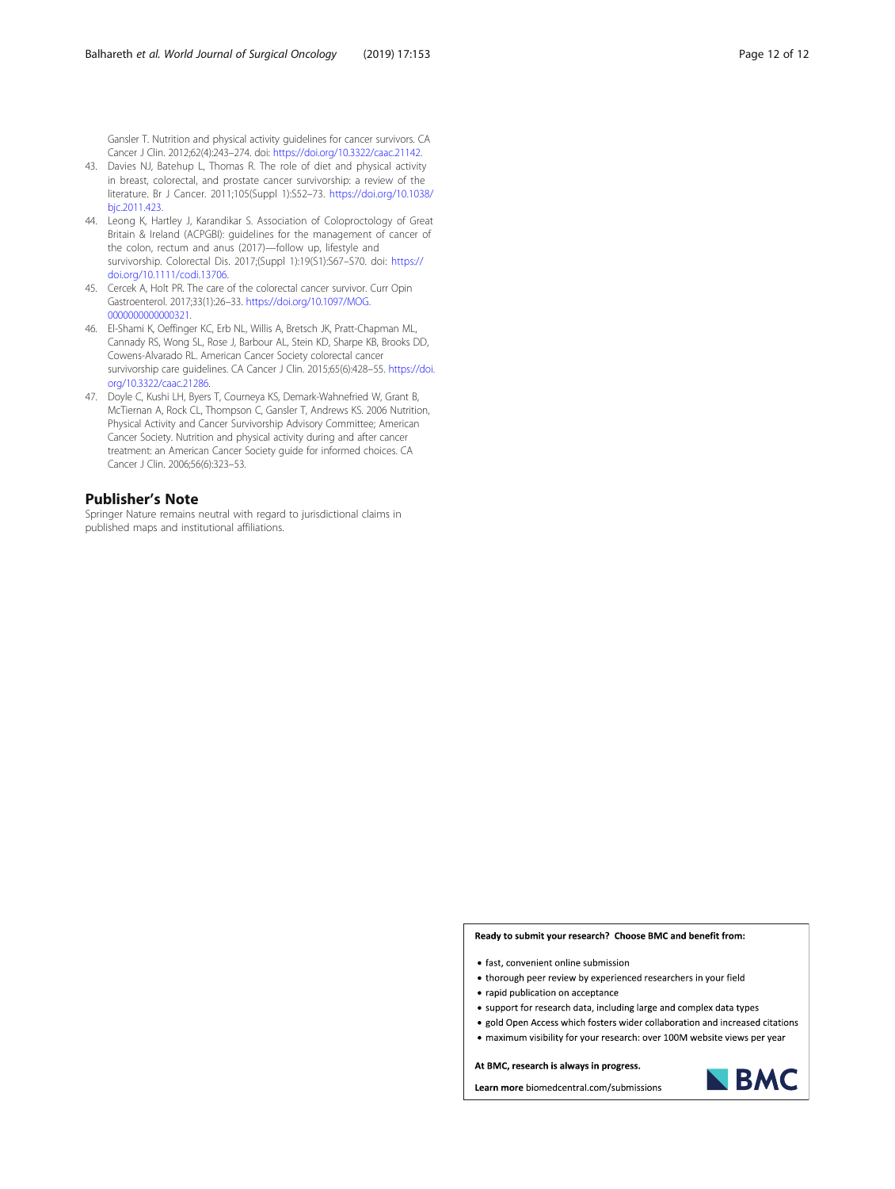Gansler T. Nutrition and physical activity guidelines for cancer survivors. CA Cancer J Clin. 2012;62(4):243–274. doi: https://doi.org/10.3322/caac.21142.

43. Davies NJ, Batehup L, Thomas R. The role of diet and physical activity in breast, colorectal, and prostate cancer survivorship: a review of the literature. Br J Cancer. 2011;105(Suppl 1):S52–73. https://doi.org/10.1038/bjc.2011.423.
44. Leong K, Hartley J, Karandikar S. Association of Coloproctology of Great Britain & Ireland (ACPGBI): guidelines for the management of cancer of the colon, rectum and anus (2017)—follow up, lifestyle and survivorship. Colorectal Dis. 2017;(Suppl 1):19(S1):S67–S70. doi: https://doi.org/10.1111/codi.13706.
45. Cercek A, Holt PR. The care of the colorectal cancer survivor. Curr Opin Gastroenterol. 2017;33(1):26–33. https://doi.org/10.1097/MOG.0000000000000321.
46. El-Shami K, Oeffinger KC, Erb NL, Willis A, Bretsch JK, Pratt-Chapman ML, Cannady RS, Wong SL, Rose J, Barbour AL, Stein KD, Sharpe KB, Brooks DD, Cowens-Alvarado RL. American Cancer Society colorectal cancer survivorship care guidelines. CA Cancer J Clin. 2015;65(6):428–55. https://doi.org/10.3322/caac.21286.
47. Doyle C, Kushi LH, Byers T, Courneya KS, Demark-Wahnefried W, Grant B, McTiernan A, Rock CL, Thompson C, Gansler T, Andrews KS. 2006 Nutrition, Physical Activity and Cancer Survivorship Advisory Committee; American Cancer Society. Nutrition and physical activity during and after cancer treatment: an American Cancer Society guide for informed choices. CA Cancer J Clin. 2006;56(6):323–53.

## Publisher's Note

Springer Nature remains neutral with regard to jurisdictional claims in published maps and institutional affiliations.

**Ready to submit your research? Choose BMC and benefit from:**

- fast, convenient online submission
- thorough peer review by experienced researchers in your field
- rapid publication on acceptance
- support for research data, including large and complex data types
- gold Open Access which fosters wider collaboration and increased citations
- maximum visibility for your research: over 100M website views per year

**At BMC, research is always in progress.**

**Learn more** biomedcentral.com/submissions

BMC